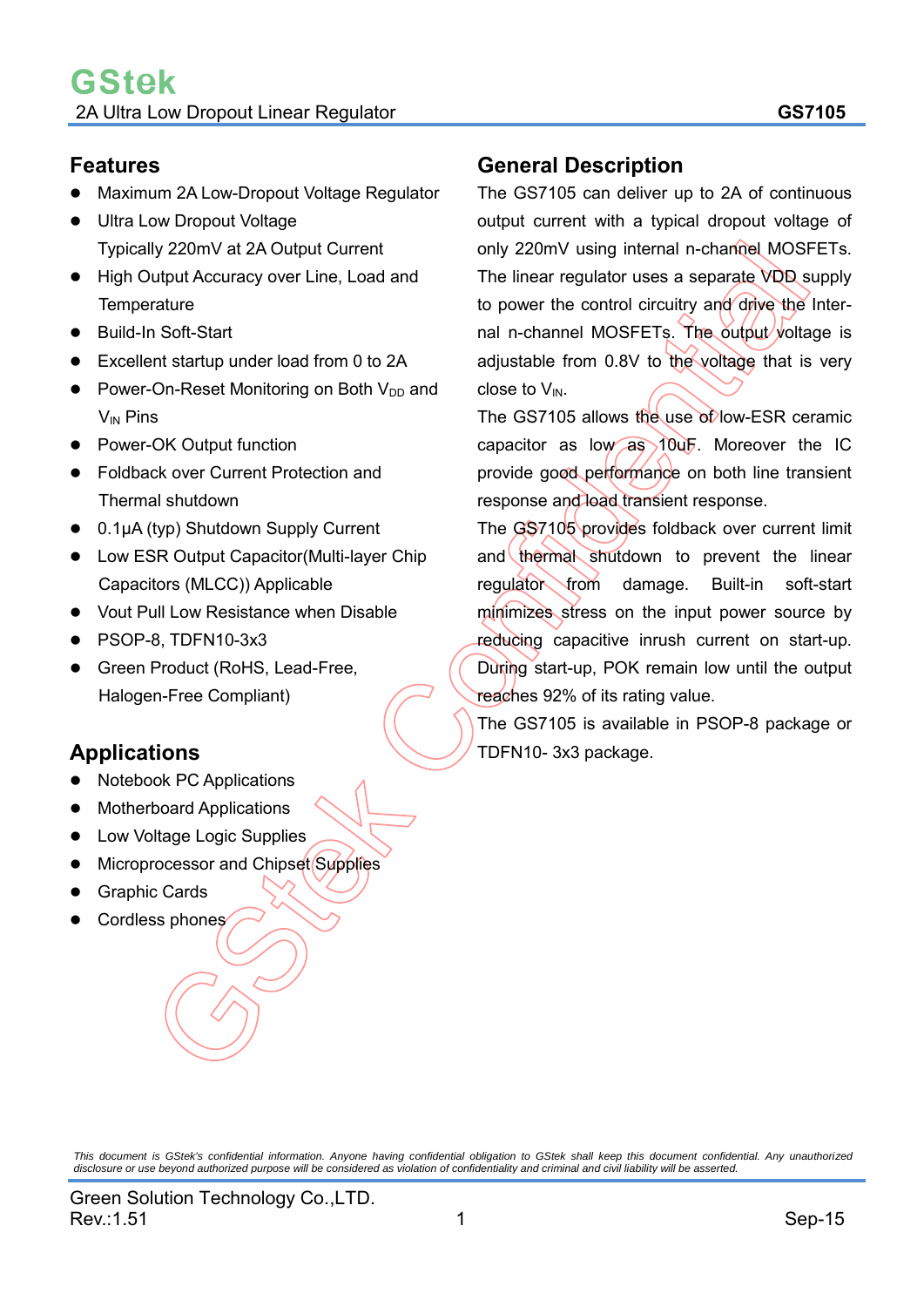# 2A Ultra Low Dropout Linear Regulator

## Features

- Maximum 2A Low-Dropout Voltage Regulator
- Ultra Low Dropout Voltage
  Typically 220mV at 2A Output Current
- High Output Accuracy over Line, Load and Temperature
- Build-In Soft-Start
- Excellent startup under load from 0 to 2A
- Power-On-Reset Monitoring on Both $V_{DD}$ and $V_{IN}$ Pins
- Power-OK Output function
- Foldback over Current Protection and Thermal shutdown
- 0.1μA (typ) Shutdown Supply Current
- Low ESR Output Capacitor(Multi-layer Chip Capacitors (MLCC)) Applicable
- Vout Pull Low Resistance when Disable
- PSOP-8, TDFN10-3x3
- Green Product (RoHS, Lead-Free, Halogen-Free Compliant)

## Applications

- Notebook PC Applications
- Motherboard Applications
- Low Voltage Logic Supplies
- Microprocessor and Chipset Supplies
- Graphic Cards
- Cordless phones

## General Description

The GS7105 can deliver up to 2A of continuous output current with a typical dropout voltage of only 220mV using internal n-channel MOSFETs. The linear regulator uses a separate VDD supply to power the control circuitry and drive the Internal n-channel MOSFETs. The output voltage is adjustable from 0.8V to the voltage that is very close to $V_{IN}$.

The GS7105 allows the use of low-ESR ceramic capacitor as low as 10uF. Moreover the IC provide good performance on both line transient response and load transient response.

The GS7105 provides foldback over current limit and thermal shutdown to prevent the linear regulator from damage. Built-in soft-start minimizes stress on the input power source by reducing capacitive inrush current on start-up. During start-up, POK remain low until the output reaches 92% of its rating value.

The GS7105 is available in PSOP-8 package or TDFN10- 3x3 package.

*This document is GStek's confidential information. Anyone having confidential obligation to GStek shall keep this document confidential. Any unauthorized disclosure or use beyond authorized purpose will be considered as violation of confidentiality and criminal and civil liability will be asserted.*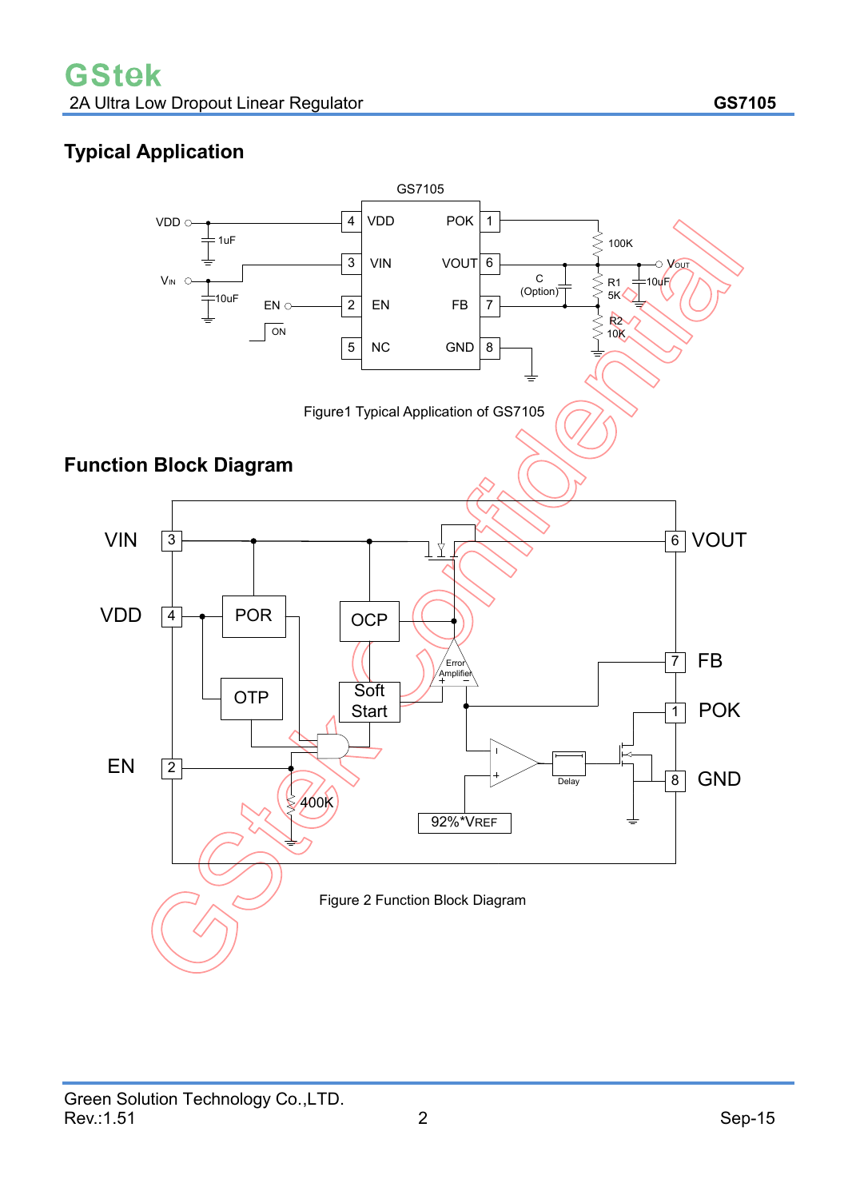## Typical Application

GS7105

VDD

1uF

$V_{IN}$

10uF

EN

ON

4 VDD

3 VIN

2 EN

5 NC

POK 1

VOUT 6

FB 7

GND 8

100K

C (Option)

R1 5K

R2 10K

10uF

$V_{OUT}$

Figure1 Typical Application of GS7105

## Function Block Diagram

VIN 3

VDD 4

EN 2

POR

OTP

OCP

Soft Start

Error Amplifier

400K

92%*VREF

Delay

6 VOUT

7 FB

1 POK

8 GND

Figure 2 Function Block Diagram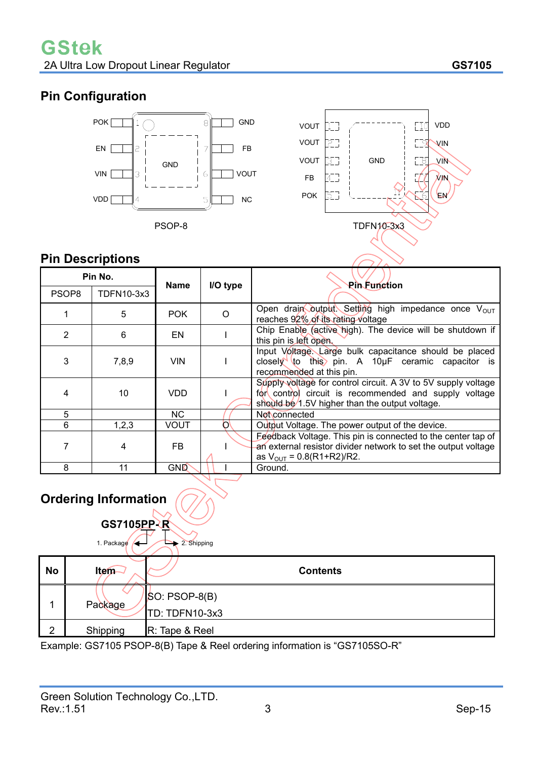## Pin Configuration

POK 1, EN 2, VIN 3, VDD 4, NC 5, VOUT 6, FB 7, GND 8, GND

PSOP-8

VOUT 1, VOUT 2, VOUT 3, FB 4, POK 5, EN 6, VIN 7, VIN 8, VIN 9, VDD 10, GND 11

TDFN10-3x3

## Pin Descriptions

| Pin No. | | Name | I/O type | Pin Function |
|---|---|---|---|---|
| PSOP8 | TDFN10-3x3 | | | |
| 1 | 5 | POK | O | Open drain output. Setting high impedance once $V_{OUT}$ reaches 92% of its rating voltage |
| 2 | 6 | EN | I | Chip Enable (active high). The device will be shutdown if this pin is left open. |
| 3 | 7,8,9 | VIN | I | Input Voltage. Large bulk capacitance should be placed closely to this pin. A 10µF ceramic capacitor is recommended at this pin. |
| 4 | 10 | VDD | I | Supply voltage for control circuit. A 3V to 5V supply voltage for control circuit is recommended and supply voltage should be 1.5V higher than the output voltage. |
| 5 | | NC | | Not connected |
| 6 | 1,2,3 | VOUT | O | Output Voltage. The power output of the device. |
| 7 | 4 | FB | I | Feedback Voltage. This pin is connected to the center tap of an external resistor divider network to set the output voltage as $V_{OUT}$ = 0.8(R1+R2)/R2. |
| 8 | 11 | GND | I | Ground. |

## Ordering Information

**GS7105PP-R**

1. Package
2. Shipping

| No | Item | Contents |
|---|---|---|
| 1 | Package | SO: PSOP-8(B)<br>TD: TDFN10-3x3 |
| 2 | Shipping | R: Tape & Reel |

Example: GS7105 PSOP-8(B) Tape & Reel ordering information is “GS7105SO-R”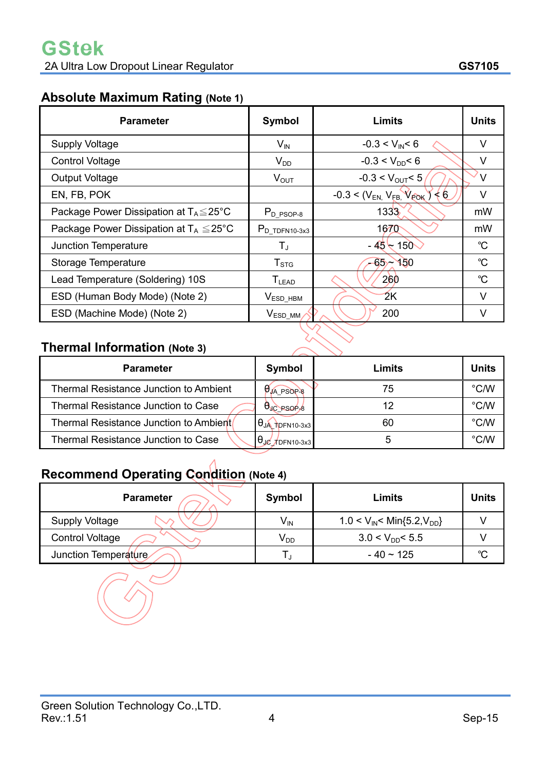## Absolute Maximum Rating (Note 1)

| Parameter | Symbol | Limits | Units |
|---|---|---|---|
| Supply Voltage | $V_{IN}$ | $-0.3 < V_{IN} < 6$ | V |
| Control Voltage | $V_{DD}$ | $-0.3 < V_{DD} < 6$ | V |
| Output Voltage | $V_{OUT}$ | $-0.3 < V_{OUT} < 5$ | V |
| EN, FB, POK | | $-0.3 < (V_{EN,} V_{FB,} V_{POK}) < 6$ | V |
| Package Power Dissipation at $T_A \leq 25°C$ | $P_{D\_PSOP-8}$ | 1333 | mW |
| Package Power Dissipation at $T_A \leq 25°C$ | $P_{D\_TDFN10-3x3}$ | 1670 | mW |
| Junction Temperature | $T_J$ | - 45 ~ 150 | ℃ |
| Storage Temperature | $T_{STG}$ | - 65 ~ 150 | ℃ |
| Lead Temperature (Soldering) 10S | $T_{LEAD}$ | 260 | ℃ |
| ESD (Human Body Mode) (Note 2) | $V_{ESD\_HBM}$ | 2K | V |
| ESD (Machine Mode) (Note 2) | $V_{ESD\_MM}$ | 200 | V |

## Thermal Information (Note 3)

| Parameter | Symbol | Limits | Units |
|---|---|---|---|
| Thermal Resistance Junction to Ambient | $\theta_{JA\_PSOP-8}$ | 75 | °C/W |
| Thermal Resistance Junction to Case | $\theta_{JC\_PSOP-8}$ | 12 | °C/W |
| Thermal Resistance Junction to Ambient | $\theta_{JA\_TDFN10-3x3}$ | 60 | °C/W |
| Thermal Resistance Junction to Case | $\theta_{JC\_TDFN10-3x3}$ | 5 | °C/W |

## Recommend Operating Condition (Note 4)

| Parameter | Symbol | Limits | Units |
|---|---|---|---|
| Supply Voltage | $V_{IN}$ | $1.0 < V_{IN} <$ Min{5.2,$V_{DD}$} | V |
| Control Voltage | $V_{DD}$ | $3.0 < V_{DD} < 5.5$ | V |
| Junction Temperature | $T_J$ | - 40 ~ 125 | ℃ |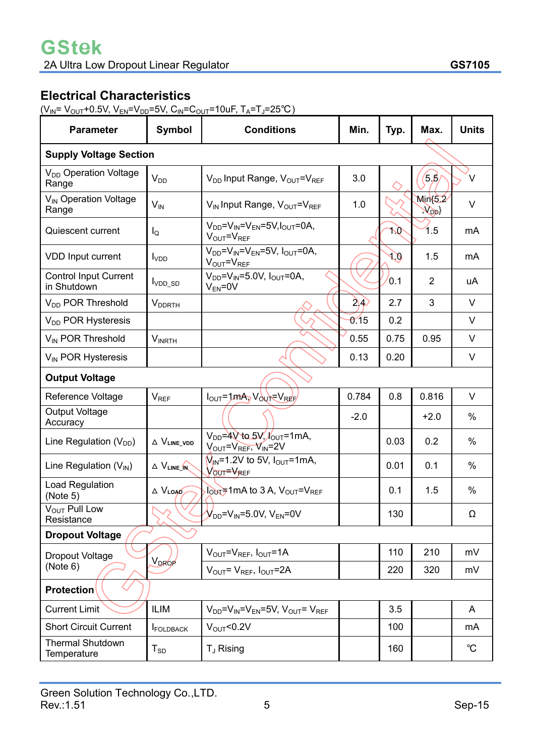## Electrical Characteristics

($V_{IN}$= $V_{OUT}$+0.5V, $V_{EN}$=$V_{DD}$=5V, $C_{IN}$=$C_{OUT}$=10uF, $T_A$=$T_J$=25℃)

| Parameter | Symbol | Conditions | Min. | Typ. | Max. | Units |
|---|---|---|---|---|---|---|
| **Supply Voltage Section** | | | | | | |
| $V_{DD}$ Operation Voltage Range | $V_{DD}$ | $V_{DD}$ Input Range, $V_{OUT}$=$V_{REF}$ | 3.0 | | 5.5 | V |
| $V_{IN}$ Operation Voltage Range | $V_{IN}$ | $V_{IN}$ Input Range, $V_{OUT}$=$V_{REF}$ | 1.0 | | Min{5.2 ,$V_{DD}$} | V |
| Quiescent current | $I_Q$ | $V_{DD}$=$V_{IN}$=$V_{EN}$=5V,$I_{OUT}$=0A, $V_{OUT}$=$V_{REF}$ | | 1.0 | 1.5 | mA |
| VDD Input current | $I_{VDD}$ | $V_{DD}$=$V_{IN}$=$V_{EN}$=5V, $I_{OUT}$=0A, $V_{OUT}$=$V_{REF}$ | | 1.0 | 1.5 | mA |
| Control Input Current in Shutdown | $I_{VDD\_SD}$ | $V_{DD}$=$V_{IN}$=5.0V, $I_{OUT}$=0A, $V_{EN}$=0V | | 0.1 | 2 | uA |
| $V_{DD}$ POR Threshold | $V_{DDRTH}$ | | 2.4 | 2.7 | 3 | V |
| $V_{DD}$ POR Hysteresis | | | 0.15 | 0.2 | | V |
| $V_{IN}$ POR Threshold | $V_{INRTH}$ | | 0.55 | 0.75 | 0.95 | V |
| $V_{IN}$ POR Hysteresis | | | 0.13 | 0.20 | | V |
| **Output Voltage** | | | | | | |
| Reference Voltage | $V_{REF}$ | $I_{OUT}$=1mA, $V_{OUT}$=$V_{REF}$ | 0.784 | 0.8 | 0.816 | V |
| Output Voltage Accuracy | | | -2.0 | | +2.0 | % |
| Line Regulation ($V_{DD}$) | $\Delta V_{LINE\_VDD}$ | $V_{DD}$=4V to 5V, $I_{OUT}$=1mA, $V_{OUT}$=$V_{REF}$, $V_{IN}$=2V | | 0.03 | 0.2 | % |
| Line Regulation ($V_{IN}$) | $\Delta V_{LINE\_IN}$ | $V_{IN}$=1.2V to 5V, $I_{OUT}$=1mA, $V_{OUT}$=$V_{REF}$ | | 0.01 | 0.1 | % |
| Load Regulation (Note 5) | $\Delta V_{LOAD}$ | $I_{OUT}$=1mA to 3 A, $V_{OUT}$=$V_{REF}$ | | 0.1 | 1.5 | % |
| $V_{OUT}$ Pull Low Resistance | | $V_{DD}$=$V_{IN}$=5.0V, $V_{EN}$=0V | | 130 | | Ω |
| **Dropout Voltage** | | | | | | |
| Dropout Voltage (Note 6) | $V_{DROP}$ | $V_{OUT}$=$V_{REF}$, $I_{OUT}$=1A | | 110 | 210 | mV |
| | | $V_{OUT}$= $V_{REF}$, $I_{OUT}$=2A | | 220 | 320 | mV |
| **Protection** | | | | | | |
| Current Limit | ILIM | $V_{DD}$=$V_{IN}$=$V_{EN}$=5V, $V_{OUT}$= $V_{REF}$ | | 3.5 | | A |
| Short Circuit Current | $I_{FOLDBACK}$ | $V_{OUT}$<0.2V | | 100 | | mA |
| Thermal Shutdown Temperature | $T_{SD}$ | $T_J$ Rising | | 160 | | ℃ |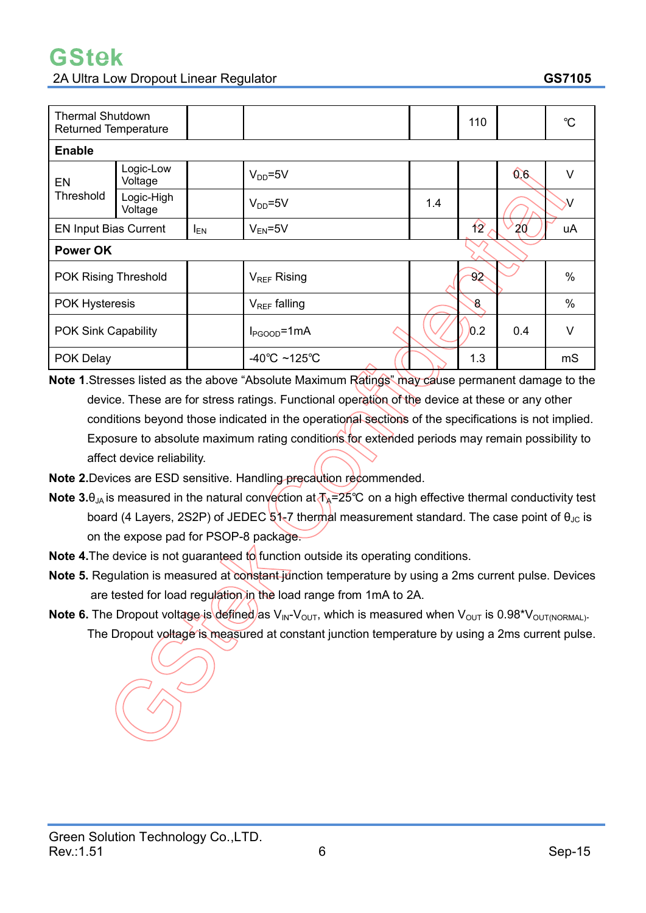| | | | | | | |
|---|---|---|---|---|---|---|
| Thermal Shutdown Returned Temperature | | | | 110 | | ℃ |
| **Enable** | | | | | | |
| EN Threshold Logic-Low Voltage | | $V_{DD}$=5V | | | 0.6 | V |
| EN Threshold Logic-High Voltage | | $V_{DD}$=5V | 1.4 | | | V |
| EN Input Bias Current | $I_{EN}$ | $V_{EN}$=5V | | 12 | 20 | uA |
| **Power OK** | | | | | | |
| POK Rising Threshold | | $V_{REF}$ Rising | | 92 | | % |
| POK Hysteresis | | $V_{REF}$ falling | | 8 | | % |
| POK Sink Capability | | $I_{PGOOD}$=1mA | | 0.2 | 0.4 | V |
| POK Delay | | -40℃ ~125℃ | | 1.3 | | mS |

**Note 1.** Stresses listed as the above "Absolute Maximum Ratings" may cause permanent damage to the device. These are for stress ratings. Functional operation of the device at these or any other conditions beyond those indicated in the operational sections of the specifications is not implied. Exposure to absolute maximum rating conditions for extended periods may remain possibility to affect device reliability.

**Note 2.** Devices are ESD sensitive. Handling precaution recommended.

**Note 3.** $\theta_{JA}$ is measured in the natural convection at $T_A$=25℃ on a high effective thermal conductivity test board (4 Layers, 2S2P) of JEDEC 51-7 thermal measurement standard. The case point of $\theta_{JC}$ is on the expose pad for PSOP-8 package.

**Note 4.** The device is not guaranteed to function outside its operating conditions.

**Note 5.** Regulation is measured at constant junction temperature by using a 2ms current pulse. Devices are tested for load regulation in the load range from 1mA to 2A.

**Note 6.** The Dropout voltage is defined as $V_{IN}$-$V_{OUT}$, which is measured when $V_{OUT}$ is 0.98*$V_{OUT(NORMAL)}$. The Dropout voltage is measured at constant junction temperature by using a 2ms current pulse.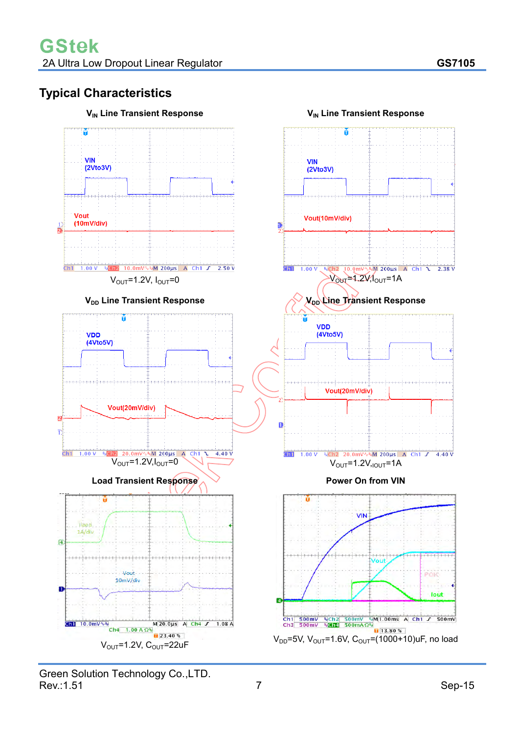## Typical Characteristics

**$V_{IN}$ Line Transient Response**

VIN
(2Vto3V)

Vout
(10mV/div)

Ch1 1.00 V Ch2 10.0mV M 200µs A Ch1 2.50 V

$V_{OUT}$=1.2V, $I_{OUT}$=0

**$V_{IN}$ Line Transient Response**

VIN
(2Vto3V)

Vout(10mV/div)

Ch1 1.00 V Ch2 10.0mV M 200µs A Ch1 2.38 V

$V_{OUT}$=1.2V,$I_{OUT}$=1A

**$V_{DD}$ Line Transient Response**

VDD
(4Vto5V)

Vout(20mV/div)

Ch1 1.00 V Ch2 20.0mV M 200µs A Ch1 4.40 V

$V_{OUT}$=1.2V,$I_{OUT}$=0

**$V_{DD}$ Line Transient Response**

VDD
(4Vto5V)

Vout(20mV/div)

Ch1 1.00 V Ch2 20.0mV M 200µs A Ch1 4.40 V

$V_{OUT}$=1.2V,$I_{OUT}$=1A

**Load Transient Response**

Iload
1A/div

Vout
10mV/div

Ch1 10.0mV M 20.0µs A Ch4 1.08 A
Ch4 1.00 A Ω
23.40 %

$V_{OUT}$=1.2V, $C_{OUT}$=22uF

**Power On from VIN**

VIN

Vout

POK

Iout

Ch1 500mV Ch2 500mV M 1.00ms A Ch1 500mV
Ch3 500mV Ch4 500mA Ω
13.80 %

$V_{DD}$=5V, $V_{OUT}$=1.6V, $C_{OUT}$=(1000+10)uF, no load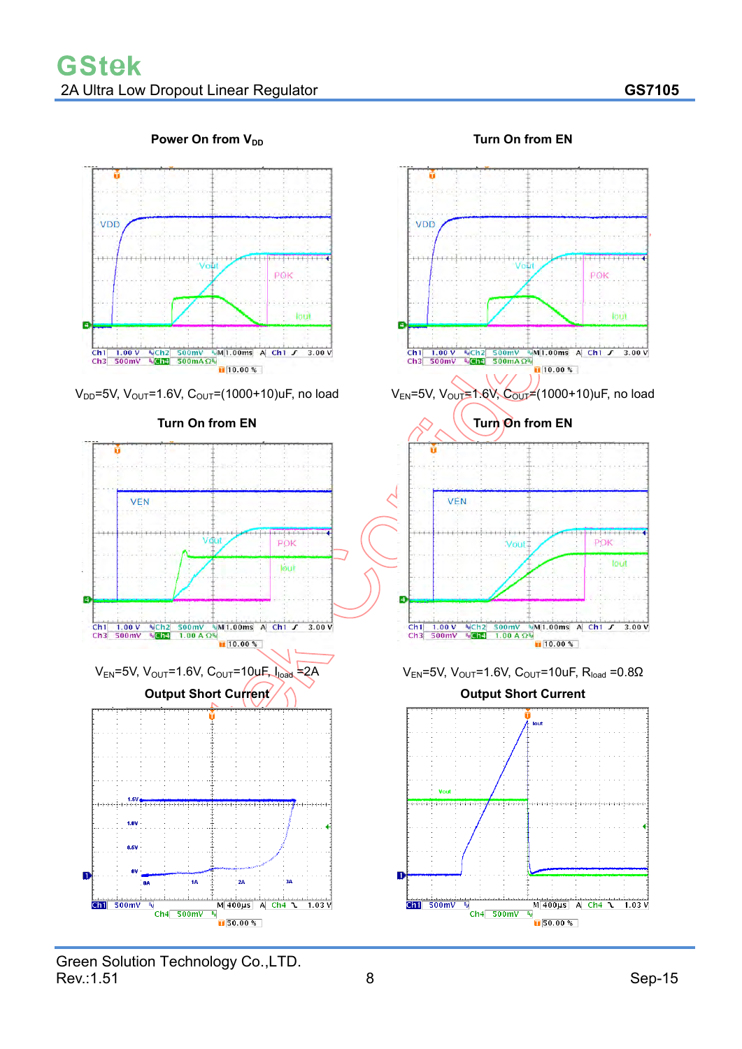**Power On from $V_{DD}$**

VDD
Vout
POK
Iout
Ch1 1.00 V Ch2 500mV M 1.00ms A Ch1 3.00 V
Ch3 500mV Ch4 500mA Ω
10.00 %

$V_{DD}$=5V, $V_{OUT}$=1.6V, $C_{OUT}$=(1000+10)uF, no load

**Turn On from EN**

VDD
Vout
POK
Iout
Ch1 1.00 V Ch2 500mV M 1.00ms A Ch1 3.00 V
Ch3 500mV Ch4 500mA Ω
10.00 %

$V_{EN}$=5V, $V_{OUT}$=1.6V, $C_{OUT}$=(1000+10)uF, no load

**Turn On from EN**

VEN
Vout
POK
Iout
Ch1 1.00 V Ch2 500mV M 1.00ms A Ch1 3.00 V
Ch3 500mV Ch4 1.00 A Ω
10.00 %

$V_{EN}$=5V, $V_{OUT}$=1.6V, $C_{OUT}$=10uF, $I_{load}$ =2A

**Turn On from EN**

VEN
Vout
POK
Iout
Ch1 1.00 V Ch2 500mV M 1.00ms A Ch1 3.00 V
Ch3 500mV Ch4 1.00 A Ω
10.00 %

$V_{EN}$=5V, $V_{OUT}$=1.6V, $C_{OUT}$=10uF, $R_{load}$ =0.8Ω

**Output Short Current**

1.5V
1.0V
0.5V
0V
0A 1A 2A 3A
Ch1 500mV M 400µs A Ch4 1.03 V
Ch4 500mV
50.00 %

**Output Short Current**

Iout
Vout
Ch1 500mV M 400µs A Ch4 1.03 V
Ch4 500mV
50.00 %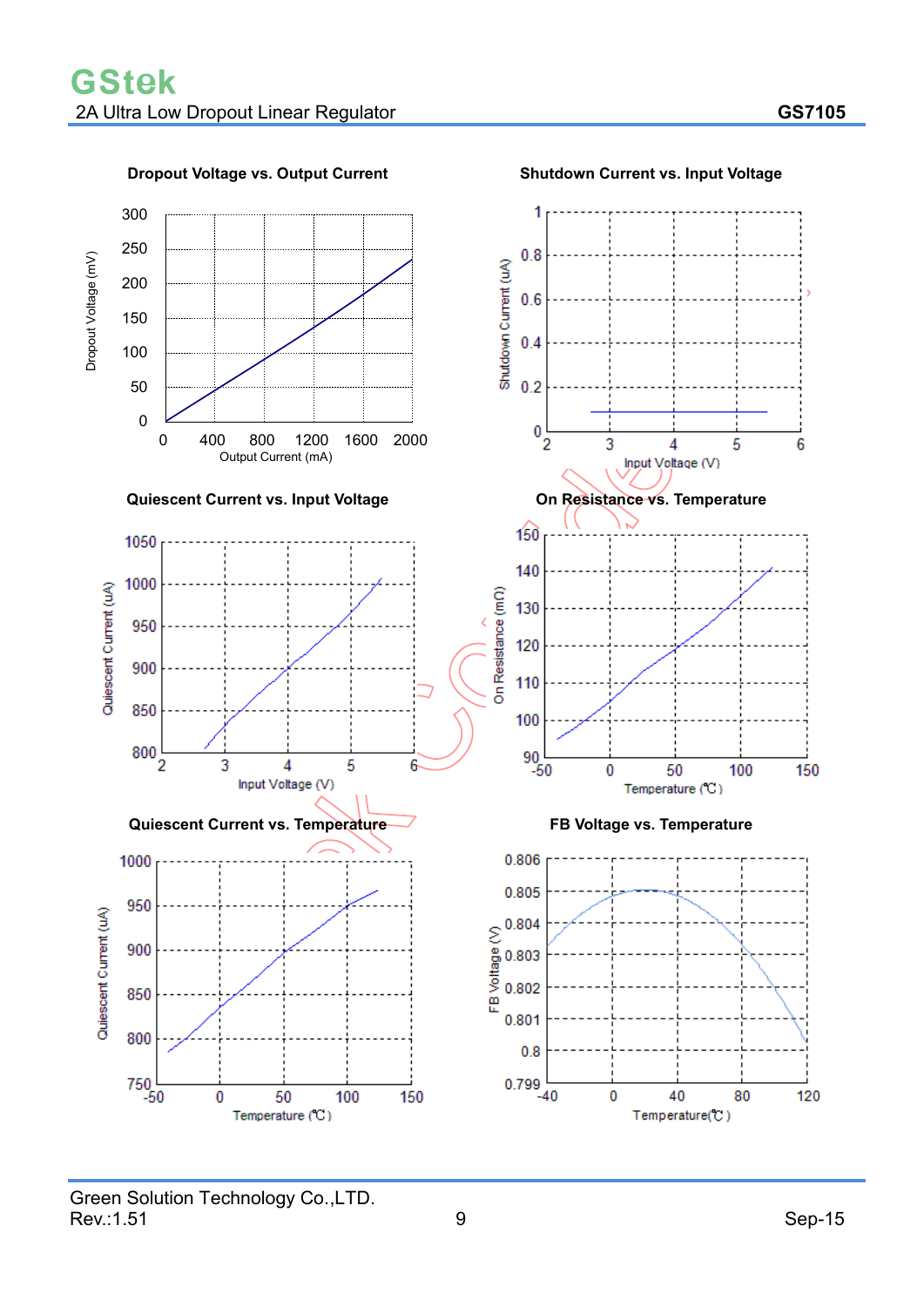**Dropout Voltage vs. Output Current**

Dropout Voltage (mV)

300
250
200
150
100
50
0

0 400 800 1200 1600 2000

Output Current (mA)

**Shutdown Current vs. Input Voltage**

Shutdown Current (uA)

1
0.8
0.6
0.4
0.2
0

2 3 4 5 6

Input Voltage (V)

**Quiescent Current vs. Input Voltage**

Quiescent Current (uA)

1050
1000
950
900
850
800

2 3 4 5 6

Input Voltage (V)

**On Resistance vs. Temperature**

On Resistance (mΩ)

150
140
130
120
110
100
90

-50 0 50 100 150

Temperature (℃)

**Quiescent Current vs. Temperature**

Quiescent Current (uA)

1000
950
900
850
800
750

-50 0 50 100 150

Temperature (℃)

**FB Voltage vs. Temperature**

FB Voltage (V)

0.806
0.805
0.804
0.803
0.802
0.801
0.8
0.799

-40 0 40 80 120

Temperature(℃)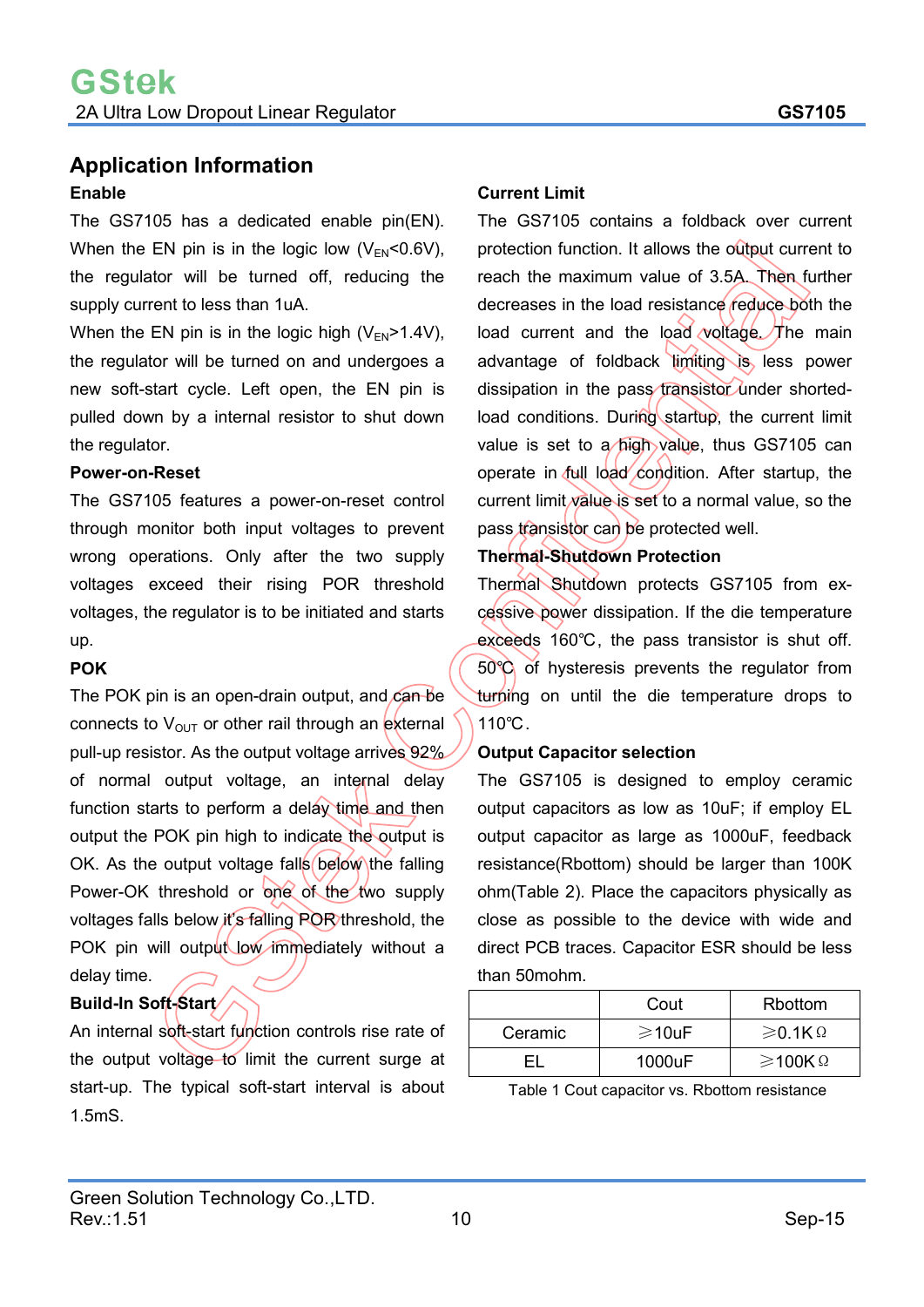## Application Information

### Enable

The GS7105 has a dedicated enable pin(EN). When the EN pin is in the logic low ($V_{EN}$<0.6V), the regulator will be turned off, reducing the supply current to less than 1uA.

When the EN pin is in the logic high ($V_{EN}$>1.4V), the regulator will be turned on and undergoes a new soft-start cycle. Left open, the EN pin is pulled down by a internal resistor to shut down the regulator.

### Power-on-Reset

The GS7105 features a power-on-reset control through monitor both input voltages to prevent wrong operations. Only after the two supply voltages exceed their rising POR threshold voltages, the regulator is to be initiated and starts up.

### POK

The POK pin is an open-drain output, and can be connects to $V_{OUT}$ or other rail through an external pull-up resistor. As the output voltage arrives 92% of normal output voltage, an internal delay function starts to perform a delay time and then output the POK pin high to indicate the output is OK. As the output voltage falls below the falling Power-OK threshold or one of the two supply voltages falls below it's falling POR threshold, the POK pin will output low immediately without a delay time.

### Build-In Soft-Start

An internal soft-start function controls rise rate of the output voltage to limit the current surge at start-up. The typical soft-start interval is about 1.5mS.

### Current Limit

The GS7105 contains a foldback over current protection function. It allows the output current to reach the maximum value of 3.5A. Then further decreases in the load resistance reduce both the load current and the load voltage. The main advantage of foldback limiting is less power dissipation in the pass transistor under shorted-load conditions. During startup, the current limit value is set to a high value, thus GS7105 can operate in full load condition. After startup, the current limit value is set to a normal value, so the pass transistor can be protected well.

### Thermal-Shutdown Protection

Thermal Shutdown protects GS7105 from excessive power dissipation. If the die temperature exceeds 160℃, the pass transistor is shut off. 50℃ of hysteresis prevents the regulator from turning on until the die temperature drops to 110℃.

### Output Capacitor selection

The GS7105 is designed to employ ceramic output capacitors as low as 10uF; if employ EL output capacitor as large as 1000uF, feedback resistance(Rbottom) should be larger than 100K ohm(Table 2). Place the capacitors physically as close as possible to the device with wide and direct PCB traces. Capacitor ESR should be less than 50mohm.

| | Cout | Rbottom |
|---|---|---|
| Ceramic | ≥10uF | ≥0.1KΩ |
| EL | 1000uF | ≥100KΩ |

Table 1 Cout capacitor vs. Rbottom resistance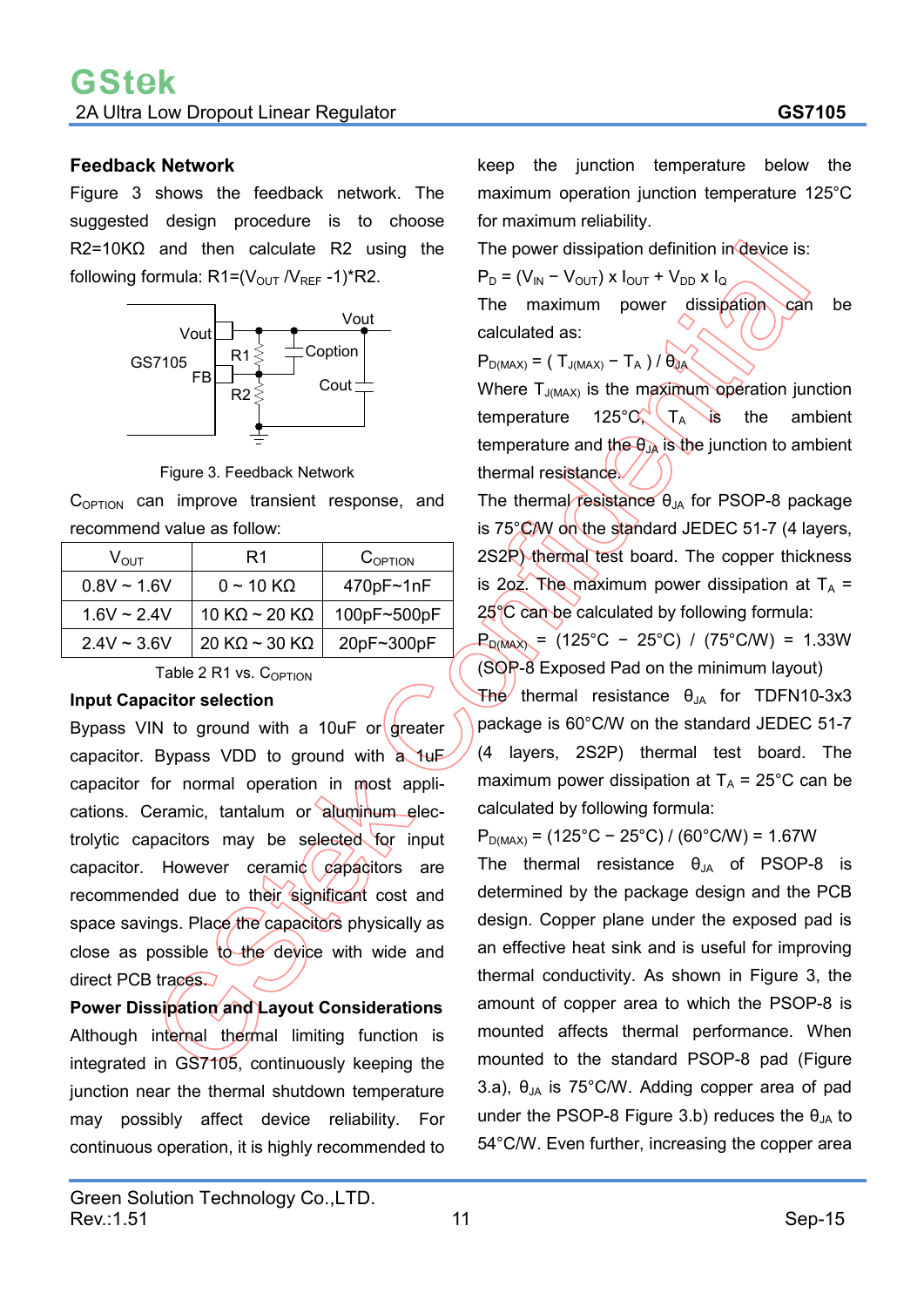## Feedback Network

Figure 3 shows the feedback network. The suggested design procedure is to choose R2=10KΩ and then calculate R2 using the following formula: $R1=(V_{OUT}/V_{REF}-1)*R2$.

GS7105
Vout
FB
R1
R2
Coption
Vout
Cout

Figure 3. Feedback Network

$C_{OPTION}$ can improve transient response, and recommend value as follow:

| $V_{OUT}$ | R1 | $C_{OPTION}$ |
|---|---|---|
| 0.8V ~ 1.6V | 0 ~ 10 KΩ | 470pF~1nF |
| 1.6V ~ 2.4V | 10 KΩ ~ 20 KΩ | 100pF~500pF |
| 2.4V ~ 3.6V | 20 KΩ ~ 30 KΩ | 20pF~300pF |

Table 2 R1 vs. $C_{OPTION}$

## Input Capacitor selection

Bypass VIN to ground with a 10uF or greater capacitor. Bypass VDD to ground with a 1uF capacitor for normal operation in most applications. Ceramic, tantalum or aluminum electrolytic capacitors may be selected for input capacitor. However ceramic capacitors are recommended due to their significant cost and space savings. Place the capacitors physically as close as possible to the device with wide and direct PCB traces.

## Power Dissipation and Layout Considerations

Although internal thermal limiting function is integrated in GS7105, continuously keeping the junction near the thermal shutdown temperature may possibly affect device reliability. For continuous operation, it is highly recommended to keep the junction temperature below the maximum operation junction temperature 125°C for maximum reliability.

The power dissipation definition in device is:

$P_D = (V_{IN} - V_{OUT}) \times I_{OUT} + V_{DD} \times I_Q$

The maximum power dissipation can be calculated as:

$P_{D(MAX)} = ( T_{J(MAX)} - T_A ) / \theta_{JA}$

Where $T_{J(MAX)}$ is the maximum operation junction temperature 125°C, $T_A$ is the ambient temperature and the $\theta_{JA}$ is the junction to ambient thermal resistance.

The thermal resistance $\theta_{JA}$ for PSOP-8 package is 75°C/W on the standard JEDEC 51-7 (4 layers, 2S2P) thermal test board. The copper thickness is 2oz. The maximum power dissipation at $T_A$ = 25°C can be calculated by following formula:

$P_{D(MAX)}$ = (125°C − 25°C) / (75°C/W) = 1.33W (SOP-8 Exposed Pad on the minimum layout)

The thermal resistance $\theta_{JA}$ for TDFN10-3x3 package is 60°C/W on the standard JEDEC 51-7 (4 layers, 2S2P) thermal test board. The maximum power dissipation at $T_A$ = 25°C can be calculated by following formula:

$P_{D(MAX)}$ = (125°C − 25°C) / (60°C/W) = 1.67W

The thermal resistance $\theta_{JA}$ of PSOP-8 is determined by the package design and the PCB design. Copper plane under the exposed pad is an effective heat sink and is useful for improving thermal conductivity. As shown in Figure 3, the amount of copper area to which the PSOP-8 is mounted affects thermal performance. When mounted to the standard PSOP-8 pad (Figure 3.a), $\theta_{JA}$ is 75°C/W. Adding copper area of pad under the PSOP-8 Figure 3.b) reduces the $\theta_{JA}$ to 54°C/W. Even further, increasing the copper area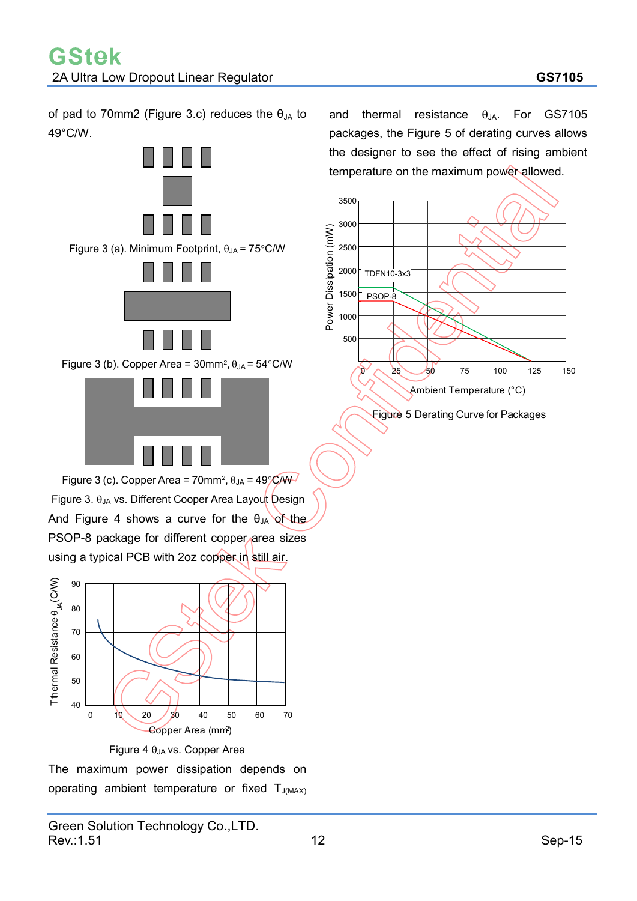of pad to 70mm2 (Figure 3.c) reduces the $\theta_{JA}$ to 49°C/W.

Figure 3 (a). Minimum Footprint, $\theta_{JA}$ = 75°C/W

Figure 3 (b). Copper Area = 30mm², $\theta_{JA}$ = 54°C/W

Figure 3 (c). Copper Area = 70mm², $\theta_{JA}$ = 49°C/W

Figure 3. $\theta_{JA}$ vs. Different Cooper Area Layout Design

And Figure 4 shows a curve for the $\theta_{JA}$ of the PSOP-8 package for different copper area sizes using a typical PCB with 2oz copper in still air.

Thermal Resistance $\theta_{JA}$ (C/W)
90
80
70
60
50
40
0
10
20
30
40
50
60
70
Copper Area (mm²)

Figure 4 $\theta_{JA}$ vs. Copper Area

The maximum power dissipation depends on operating ambient temperature or fixed $T_{J(MAX)}$ and thermal resistance $\theta_{JA}$. For GS7105 packages, the Figure 5 of derating curves allows the designer to see the effect of rising ambient temperature on the maximum power allowed.

Power Dissipation (mW)
3500
3000
2500
2000
1500
1000
500
TDFN10-3x3
PSOP-8
0
25
50
75
100
125
150
Ambient Temperature (°C)

Figure 5 Derating Curve for Packages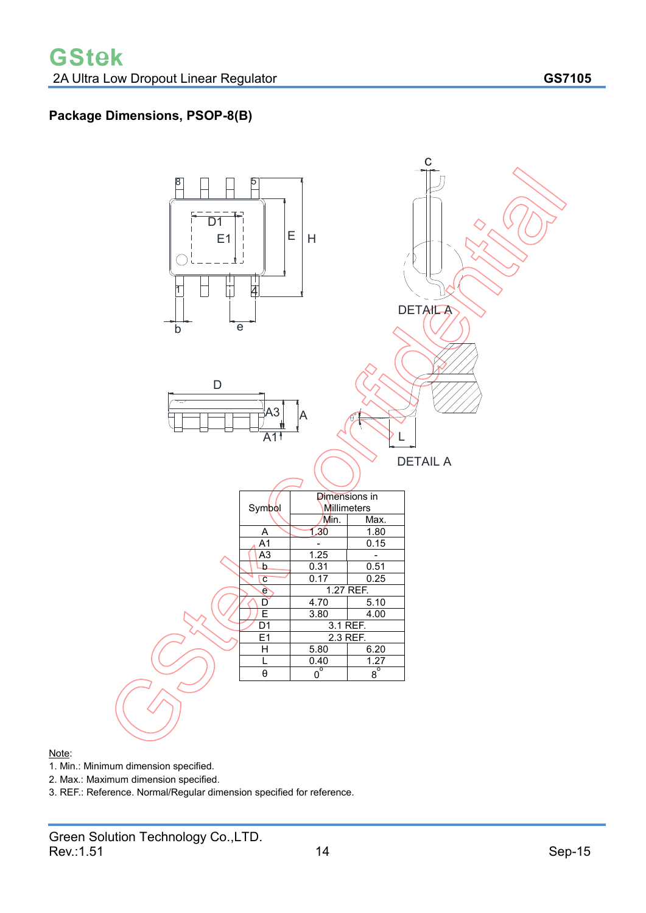## Package Dimensions, PSOP-8(B)

D1
E1
E
H
b
e
c
DETAIL A
D
A3
A
A1
θ
L
DETAIL A

| Symbol | Dimensions in Millimeters | |
|---|---|---|
| | Min. | Max. |
| A | 1.30 | 1.80 |
| A1 | - | 0.15 |
| A3 | 1.25 | - |
| b | 0.31 | 0.51 |
| c | 0.17 | 0.25 |
| e | 1.27 REF. | |
| D | 4.70 | 5.10 |
| E | 3.80 | 4.00 |
| D1 | 3.1 REF. | |
| E1 | 2.3 REF. | |
| H | 5.80 | 6.20 |
| L | 0.40 | 1.27 |
| θ | $0^{\circ}$ | $8^{\circ}$ |

Note:
1. Min.: Minimum dimension specified.
2. Max.: Maximum dimension specified.
3. REF.: Reference. Normal/Regular dimension specified for reference.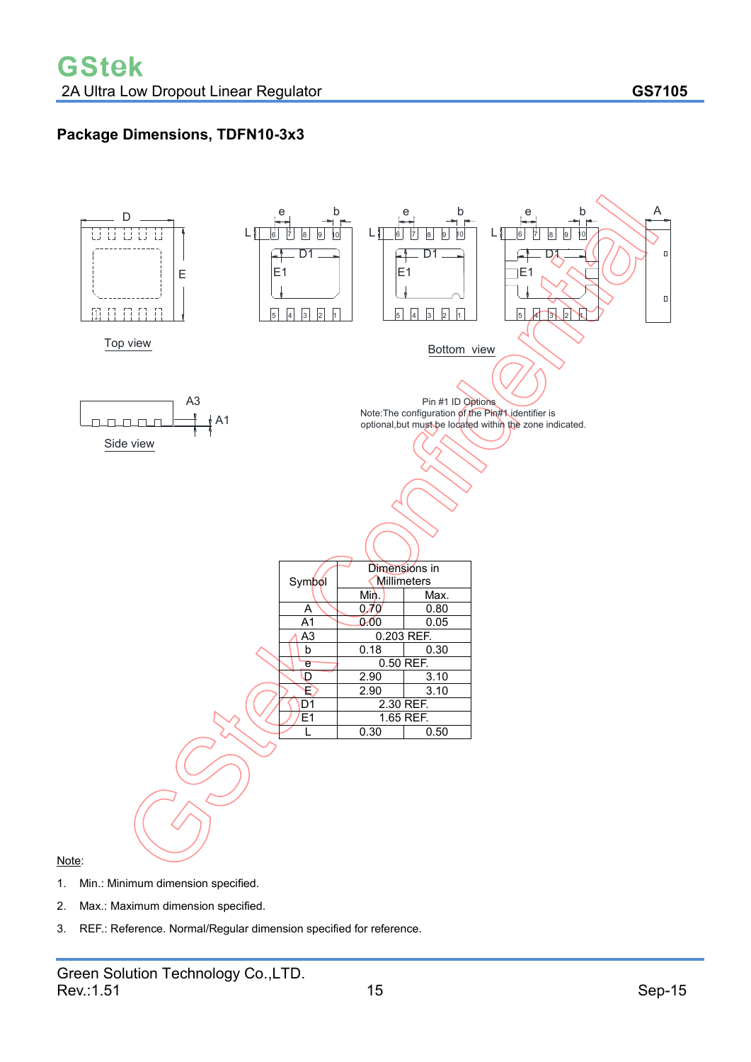## Package Dimensions, TDFN10-3x3

D

E

Top view

L e b D1 E1

Bottom view

A

A3

A1

Side view

Pin #1 ID Options

Note:The configuration of the Pin#1 identifier is optional,but must be located within the zone indicated.

| Symbol | Dimensions in Millimeters | |
|---|---|---|
| | Min. | Max. |
| A | 0.70 | 0.80 |
| A1 | 0.00 | 0.05 |
| A3 | 0.203 REF. | |
| b | 0.18 | 0.30 |
| e | 0.50 REF. | |
| D | 2.90 | 3.10 |
| E | 2.90 | 3.10 |
| D1 | 2.30 REF. | |
| E1 | 1.65 REF. | |
| L | 0.30 | 0.50 |

Note:

1. Min.: Minimum dimension specified.
2. Max.: Maximum dimension specified.
3. REF.: Reference. Normal/Regular dimension specified for reference.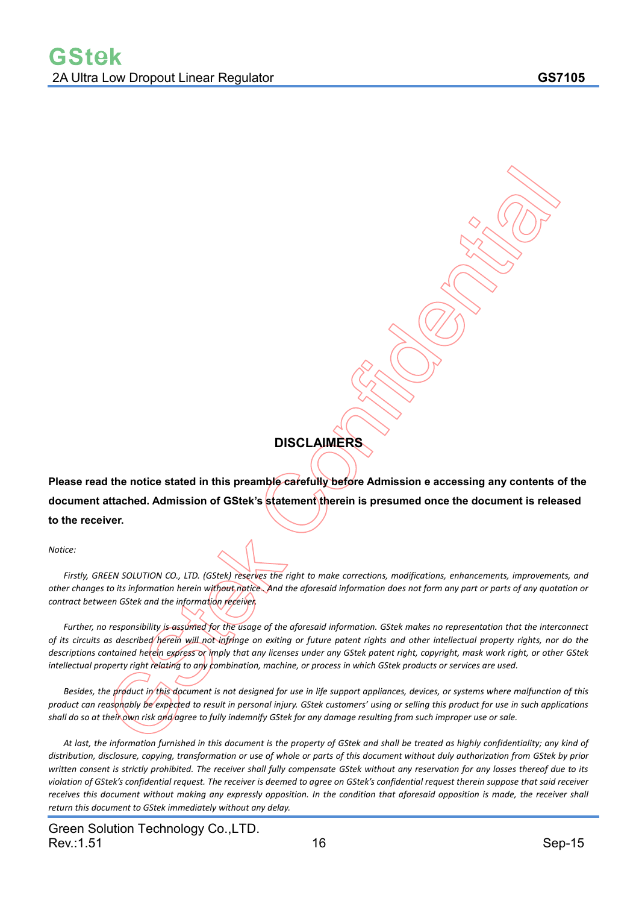## DISCLAIMERS

**Please read the notice stated in this preamble carefully before Admission e accessing any contents of the document attached. Admission of GStek's statement therein is presumed once the document is released to the receiver.**

*Notice:*

*Firstly, GREEN SOLUTION CO., LTD. (GStek) reserves the right to make corrections, modifications, enhancements, improvements, and other changes to its information herein without notice. And the aforesaid information does not form any part or parts of any quotation or contract between GStek and the information receiver.*

*Further, no responsibility is assumed for the usage of the aforesaid information. GStek makes no representation that the interconnect of its circuits as described herein will not infringe on exiting or future patent rights and other intellectual property rights, nor do the descriptions contained herein express or imply that any licenses under any GStek patent right, copyright, mask work right, or other GStek intellectual property right relating to any combination, machine, or process in which GStek products or services are used.*

*Besides, the product in this document is not designed for use in life support appliances, devices, or systems where malfunction of this product can reasonably be expected to result in personal injury. GStek customers' using or selling this product for use in such applications shall do so at their own risk and agree to fully indemnify GStek for any damage resulting from such improper use or sale.*

*At last, the information furnished in this document is the property of GStek and shall be treated as highly confidentiality; any kind of distribution, disclosure, copying, transformation or use of whole or parts of this document without duly authorization from GStek by prior written consent is strictly prohibited. The receiver shall fully compensate GStek without any reservation for any losses thereof due to its violation of GStek's confidential request. The receiver is deemed to agree on GStek's confidential request therein suppose that said receiver receives this document without making any expressly opposition. In the condition that aforesaid opposition is made, the receiver shall return this document to GStek immediately without any delay.*